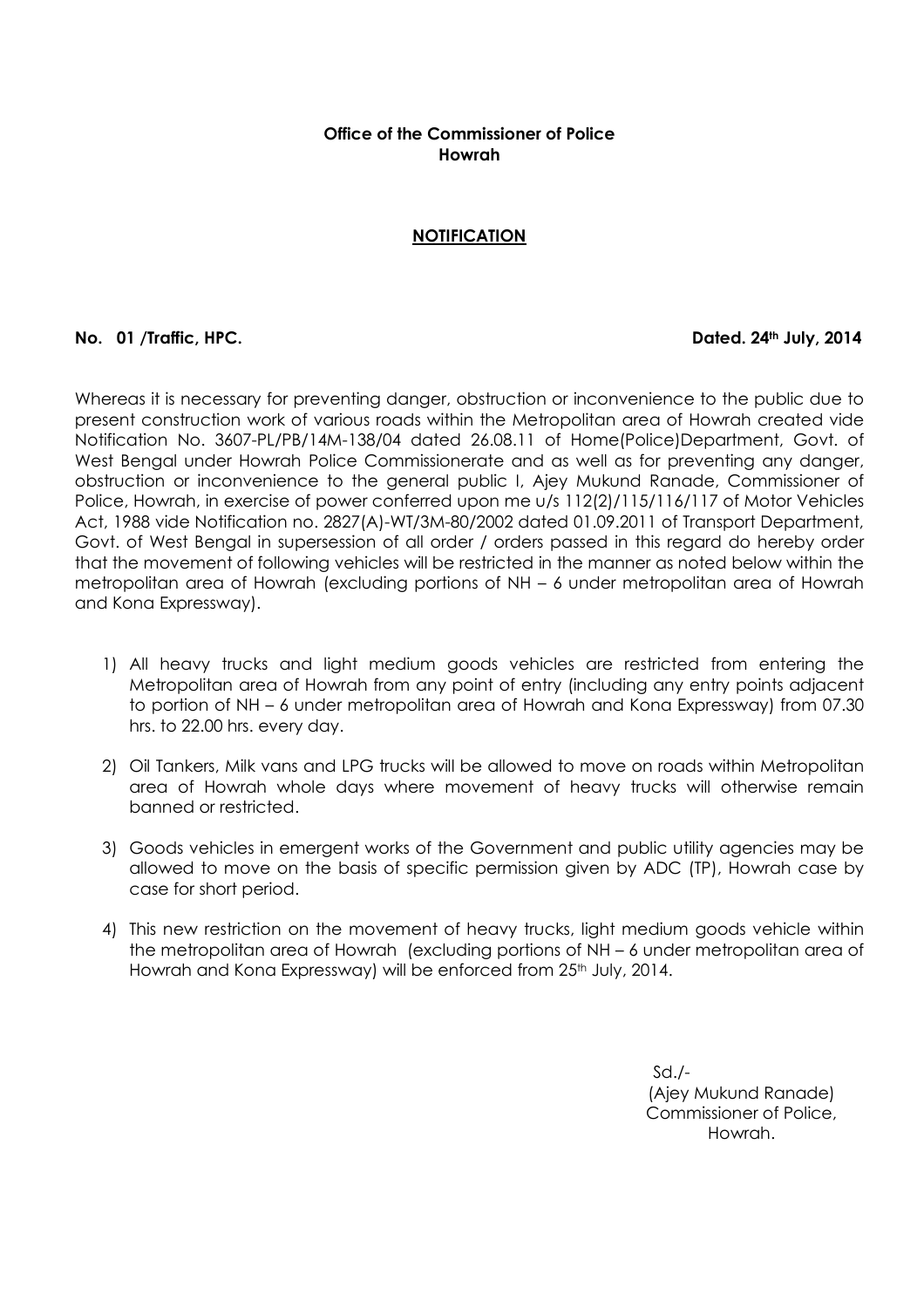**Office of the Commissioner of Police**
**Howrah**

**NOTIFICATION**

**No. 01 /Traffic, HPC.** **Dated. 24th July, 2014**

Whereas it is necessary for preventing danger, obstruction or inconvenience to the public due to present construction work of various roads within the Metropolitan area of Howrah created vide Notification No. 3607-PL/PB/14M-138/04 dated 26.08.11 of Home(Police)Department, Govt. of West Bengal under Howrah Police Commissionerate and as well as for preventing any danger, obstruction or inconvenience to the general public I, Ajey Mukund Ranade, Commissioner of Police, Howrah, in exercise of power conferred upon me u/s 112(2)/115/116/117 of Motor Vehicles Act, 1988 vide Notification no. 2827(A)-WT/3M-80/2002 dated 01.09.2011 of Transport Department, Govt. of West Bengal in supersession of all order / orders passed in this regard do hereby order that the movement of following vehicles will be restricted in the manner as noted below within the metropolitan area of Howrah (excluding portions of NH – 6 under metropolitan area of Howrah and Kona Expressway).

1) All heavy trucks and light medium goods vehicles are restricted from entering the Metropolitan area of Howrah from any point of entry (including any entry points adjacent to portion of NH – 6 under metropolitan area of Howrah and Kona Expressway) from 07.30 hrs. to 22.00 hrs. every day.

2) Oil Tankers, Milk vans and LPG trucks will be allowed to move on roads within Metropolitan area of Howrah whole days where movement of heavy trucks will otherwise remain banned or restricted.

3) Goods vehicles in emergent works of the Government and public utility agencies may be allowed to move on the basis of specific permission given by ADC (TP), Howrah case by case for short period.

4) This new restriction on the movement of heavy trucks, light medium goods vehicle within the metropolitan area of Howrah (excluding portions of NH – 6 under metropolitan area of Howrah and Kona Expressway) will be enforced from 25th July, 2014.

Sd./-
(Ajey Mukund Ranade)
Commissioner of Police,
Howrah.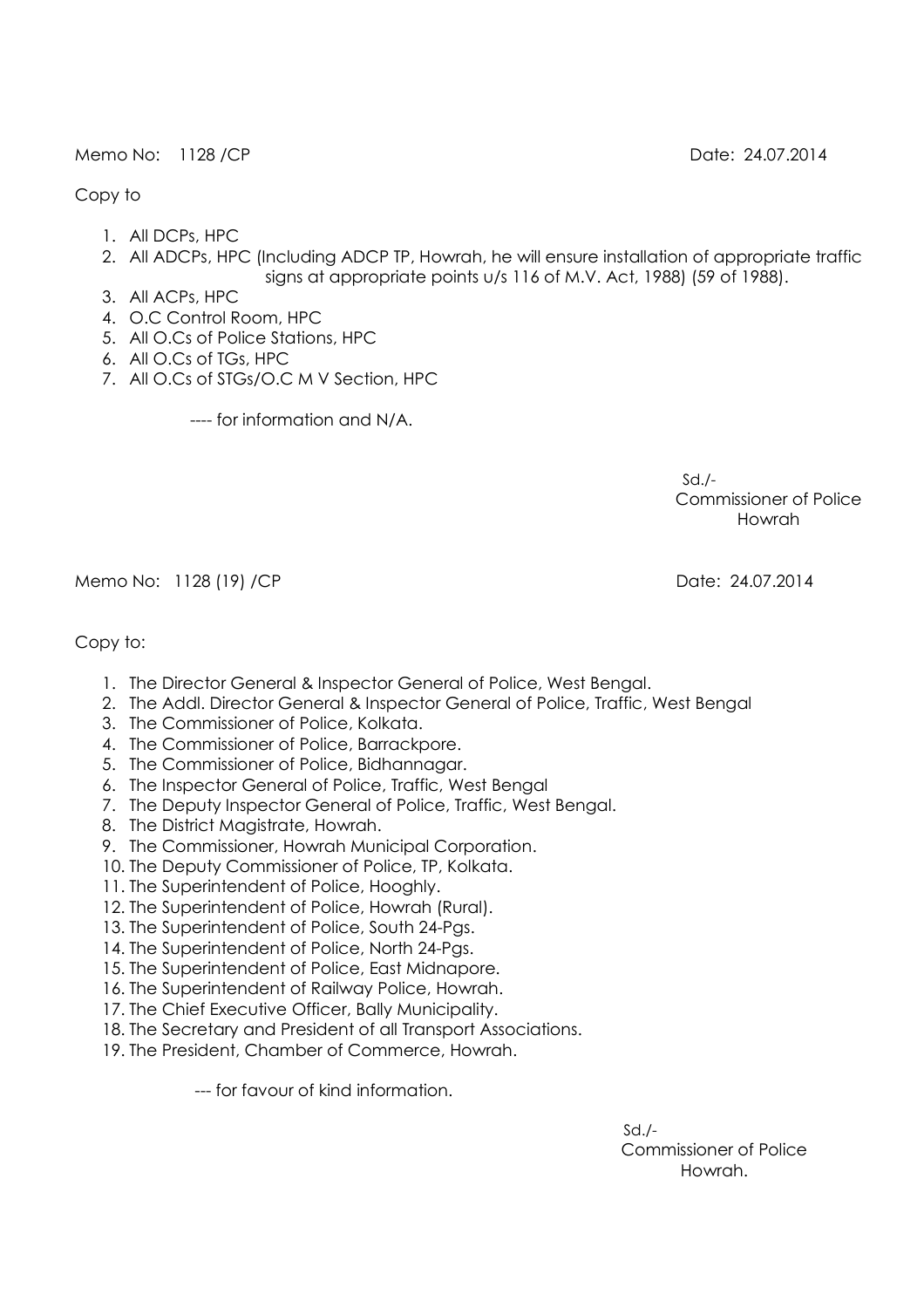Memo No: 1128 /CP Date: 24.07.2014

Copy to

1. All DCPs, HPC
2. All ADCPs, HPC (Including ADCP TP, Howrah, he will ensure installation of appropriate traffic signs at appropriate points u/s 116 of M.V. Act, 1988) (59 of 1988).
3. All ACPs, HPC
4. O.C Control Room, HPC
5. All O.Cs of Police Stations, HPC
6. All O.Cs of TGs, HPC
7. All O.Cs of STGs/O.C M V Section, HPC

---- for information and N/A.

Sd./-
Commissioner of Police
Howrah

Memo No: 1128 (19) /CP Date: 24.07.2014

Copy to:

1. The Director General & Inspector General of Police, West Bengal.
2. The Addl. Director General & Inspector General of Police, Traffic, West Bengal
3. The Commissioner of Police, Kolkata.
4. The Commissioner of Police, Barrackpore.
5. The Commissioner of Police, Bidhannagar.
6. The Inspector General of Police, Traffic, West Bengal
7. The Deputy Inspector General of Police, Traffic, West Bengal.
8. The District Magistrate, Howrah.
9. The Commissioner, Howrah Municipal Corporation.
10. The Deputy Commissioner of Police, TP, Kolkata.
11. The Superintendent of Police, Hooghly.
12. The Superintendent of Police, Howrah (Rural).
13. The Superintendent of Police, South 24-Pgs.
14. The Superintendent of Police, North 24-Pgs.
15. The Superintendent of Police, East Midnapore.
16. The Superintendent of Railway Police, Howrah.
17. The Chief Executive Officer, Bally Municipality.
18. The Secretary and President of all Transport Associations.
19. The President, Chamber of Commerce, Howrah.

--- for favour of kind information.

Sd./-
Commissioner of Police
Howrah.